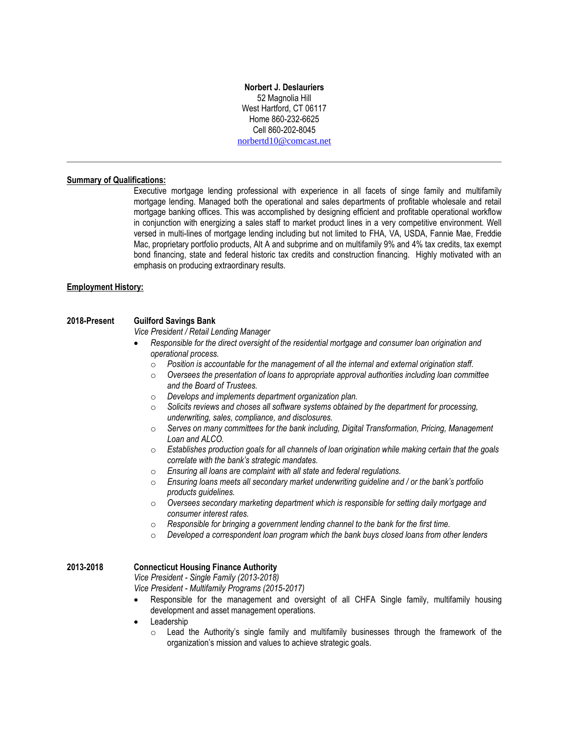**Norbert J. Deslauriers**
52 Magnolia Hill
West Hartford, CT 06117
Home 860-232-6625
Cell 860-202-8045
norbertd10@comcast.net

---

**Summary of Qualifications:**

Executive mortgage lending professional with experience in all facets of singe family and multifamily mortgage lending. Managed both the operational and sales departments of profitable wholesale and retail mortgage banking offices. This was accomplished by designing efficient and profitable operational workflow in conjunction with energizing a sales staff to market product lines in a very competitive environment. Well versed in multi-lines of mortgage lending including but not limited to FHA, VA, USDA, Fannie Mae, Freddie Mac, proprietary portfolio products, Alt A and subprime and on multifamily 9% and 4% tax credits, tax exempt bond financing, state and federal historic tax credits and construction financing. Highly motivated with an emphasis on producing extraordinary results.

**Employment History:**

**2018-Present** **Guilford Savings Bank**
*Vice President / Retail Lending Manager*

- *Responsible for the direct oversight of the residential mortgage and consumer loan origination and operational process.*
  - *Position is accountable for the management of all the internal and external origination staff.*
  - *Oversees the presentation of loans to appropriate approval authorities including loan committee and the Board of Trustees.*
  - *Develops and implements department organization plan.*
  - *Solicits reviews and choses all software systems obtained by the department for processing, underwriting, sales, compliance, and disclosures.*
  - *Serves on many committees for the bank including, Digital Transformation, Pricing, Management Loan and ALCO.*
  - *Establishes production goals for all channels of loan origination while making certain that the goals correlate with the bank's strategic mandates.*
  - *Ensuring all loans are complaint with all state and federal regulations.*
  - *Ensuring loans meets all secondary market underwriting guideline and / or the bank's portfolio products guidelines.*
  - *Oversees secondary marketing department which is responsible for setting daily mortgage and consumer interest rates.*
  - *Responsible for bringing a government lending channel to the bank for the first time.*
  - *Developed a correspondent loan program which the bank buys closed loans from other lenders*

**2013-2018** **Connecticut Housing Finance Authority**
*Vice President - Single Family (2013-2018)*
*Vice President - Multifamily Programs (2015-2017)*

- Responsible for the management and oversight of all CHFA Single family, multifamily housing development and asset management operations.
- Leadership
  - Lead the Authority's single family and multifamily businesses through the framework of the organization's mission and values to achieve strategic goals.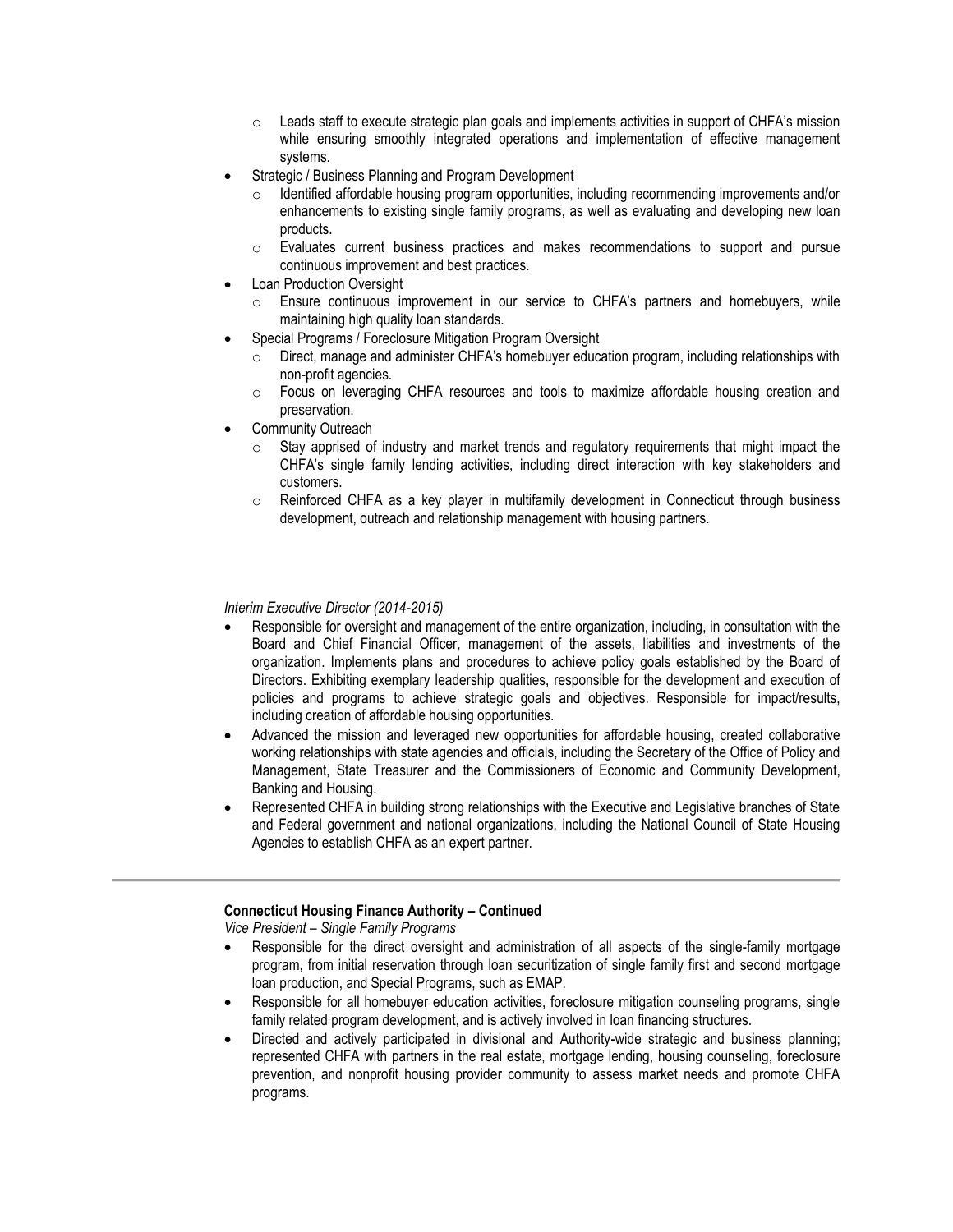- Leads staff to execute strategic plan goals and implements activities in support of CHFA's mission while ensuring smoothly integrated operations and implementation of effective management systems.
- Strategic / Business Planning and Program Development
  - Identified affordable housing program opportunities, including recommending improvements and/or enhancements to existing single family programs, as well as evaluating and developing new loan products.
  - Evaluates current business practices and makes recommendations to support and pursue continuous improvement and best practices.
- Loan Production Oversight
  - Ensure continuous improvement in our service to CHFA's partners and homebuyers, while maintaining high quality loan standards.
- Special Programs / Foreclosure Mitigation Program Oversight
  - Direct, manage and administer CHFA's homebuyer education program, including relationships with non-profit agencies.
  - Focus on leveraging CHFA resources and tools to maximize affordable housing creation and preservation.
- Community Outreach
  - Stay apprised of industry and market trends and regulatory requirements that might impact the CHFA's single family lending activities, including direct interaction with key stakeholders and customers.
  - Reinforced CHFA as a key player in multifamily development in Connecticut through business development, outreach and relationship management with housing partners.

*Interim Executive Director (2014-2015)*

- Responsible for oversight and management of the entire organization, including, in consultation with the Board and Chief Financial Officer, management of the assets, liabilities and investments of the organization. Implements plans and procedures to achieve policy goals established by the Board of Directors. Exhibiting exemplary leadership qualities, responsible for the development and execution of policies and programs to achieve strategic goals and objectives. Responsible for impact/results, including creation of affordable housing opportunities.
- Advanced the mission and leveraged new opportunities for affordable housing, created collaborative working relationships with state agencies and officials, including the Secretary of the Office of Policy and Management, State Treasurer and the Commissioners of Economic and Community Development, Banking and Housing.
- Represented CHFA in building strong relationships with the Executive and Legislative branches of State and Federal government and national organizations, including the National Council of State Housing Agencies to establish CHFA as an expert partner.

---

**Connecticut Housing Finance Authority – Continued**

*Vice President – Single Family Programs*

- Responsible for the direct oversight and administration of all aspects of the single-family mortgage program, from initial reservation through loan securitization of single family first and second mortgage loan production, and Special Programs, such as EMAP.
- Responsible for all homebuyer education activities, foreclosure mitigation counseling programs, single family related program development, and is actively involved in loan financing structures.
- Directed and actively participated in divisional and Authority-wide strategic and business planning; represented CHFA with partners in the real estate, mortgage lending, housing counseling, foreclosure prevention, and nonprofit housing provider community to assess market needs and promote CHFA programs.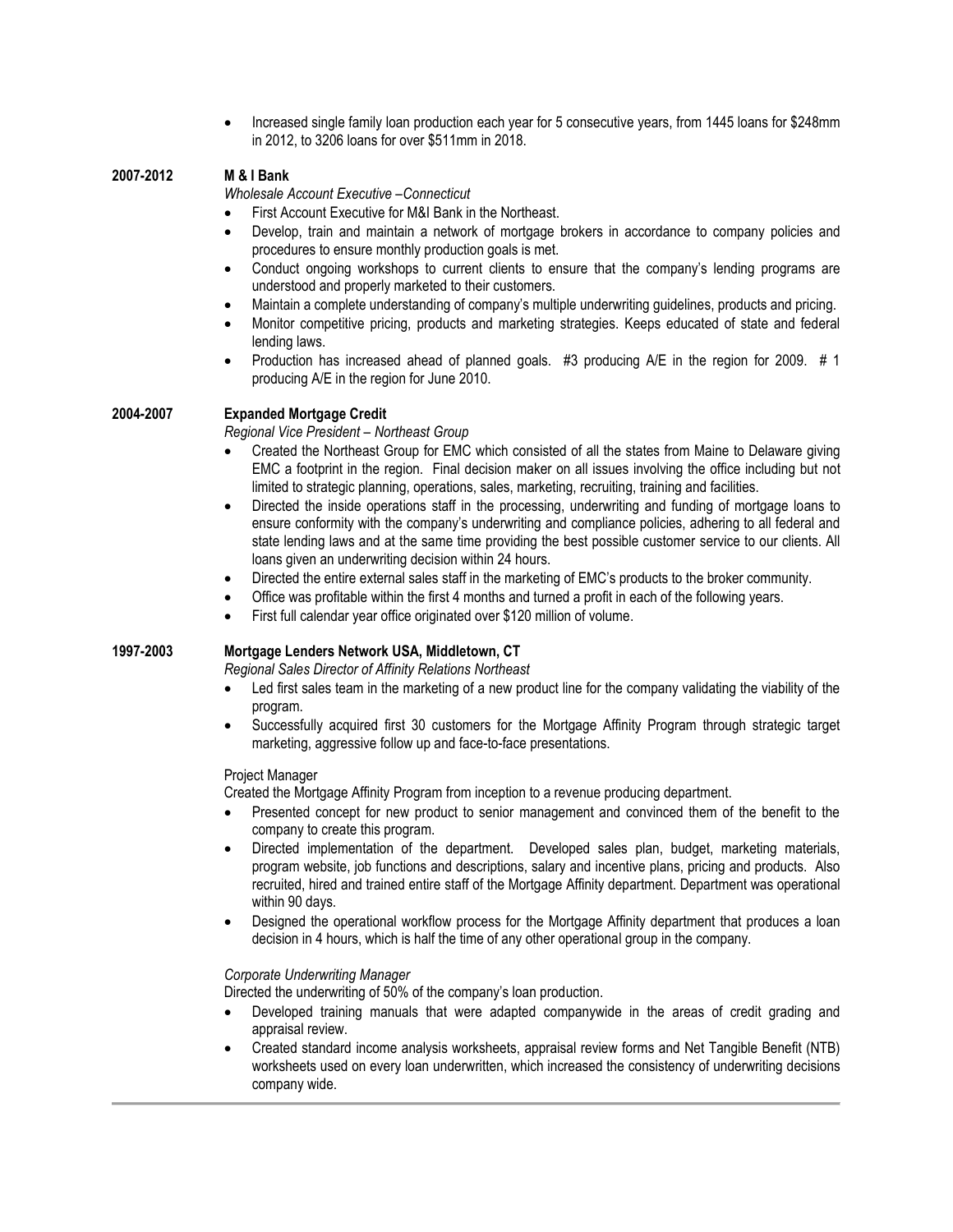- Increased single family loan production each year for 5 consecutive years, from 1445 loans for $248mm in 2012, to 3206 loans for over $511mm in 2018.

**2007-2012** **M & I Bank**

*Wholesale Account Executive –Connecticut*

- First Account Executive for M&I Bank in the Northeast.
- Develop, train and maintain a network of mortgage brokers in accordance to company policies and procedures to ensure monthly production goals is met.
- Conduct ongoing workshops to current clients to ensure that the company's lending programs are understood and properly marketed to their customers.
- Maintain a complete understanding of company's multiple underwriting guidelines, products and pricing.
- Monitor competitive pricing, products and marketing strategies. Keeps educated of state and federal lending laws.
- Production has increased ahead of planned goals. #3 producing A/E in the region for 2009. # 1 producing A/E in the region for June 2010.

**2004-2007** **Expanded Mortgage Credit**

*Regional Vice President – Northeast Group*

- Created the Northeast Group for EMC which consisted of all the states from Maine to Delaware giving EMC a footprint in the region. Final decision maker on all issues involving the office including but not limited to strategic planning, operations, sales, marketing, recruiting, training and facilities.
- Directed the inside operations staff in the processing, underwriting and funding of mortgage loans to ensure conformity with the company's underwriting and compliance policies, adhering to all federal and state lending laws and at the same time providing the best possible customer service to our clients. All loans given an underwriting decision within 24 hours.
- Directed the entire external sales staff in the marketing of EMC's products to the broker community.
- Office was profitable within the first 4 months and turned a profit in each of the following years.
- First full calendar year office originated over $120 million of volume.

**1997-2003** **Mortgage Lenders Network USA, Middletown, CT**

*Regional Sales Director of Affinity Relations Northeast*

- Led first sales team in the marketing of a new product line for the company validating the viability of the program.
- Successfully acquired first 30 customers for the Mortgage Affinity Program through strategic target marketing, aggressive follow up and face-to-face presentations.

Project Manager

Created the Mortgage Affinity Program from inception to a revenue producing department.

- Presented concept for new product to senior management and convinced them of the benefit to the company to create this program.
- Directed implementation of the department. Developed sales plan, budget, marketing materials, program website, job functions and descriptions, salary and incentive plans, pricing and products. Also recruited, hired and trained entire staff of the Mortgage Affinity department. Department was operational within 90 days.
- Designed the operational workflow process for the Mortgage Affinity department that produces a loan decision in 4 hours, which is half the time of any other operational group in the company.

*Corporate Underwriting Manager*

Directed the underwriting of 50% of the company's loan production.

- Developed training manuals that were adapted companywide in the areas of credit grading and appraisal review.
- Created standard income analysis worksheets, appraisal review forms and Net Tangible Benefit (NTB) worksheets used on every loan underwritten, which increased the consistency of underwriting decisions company wide.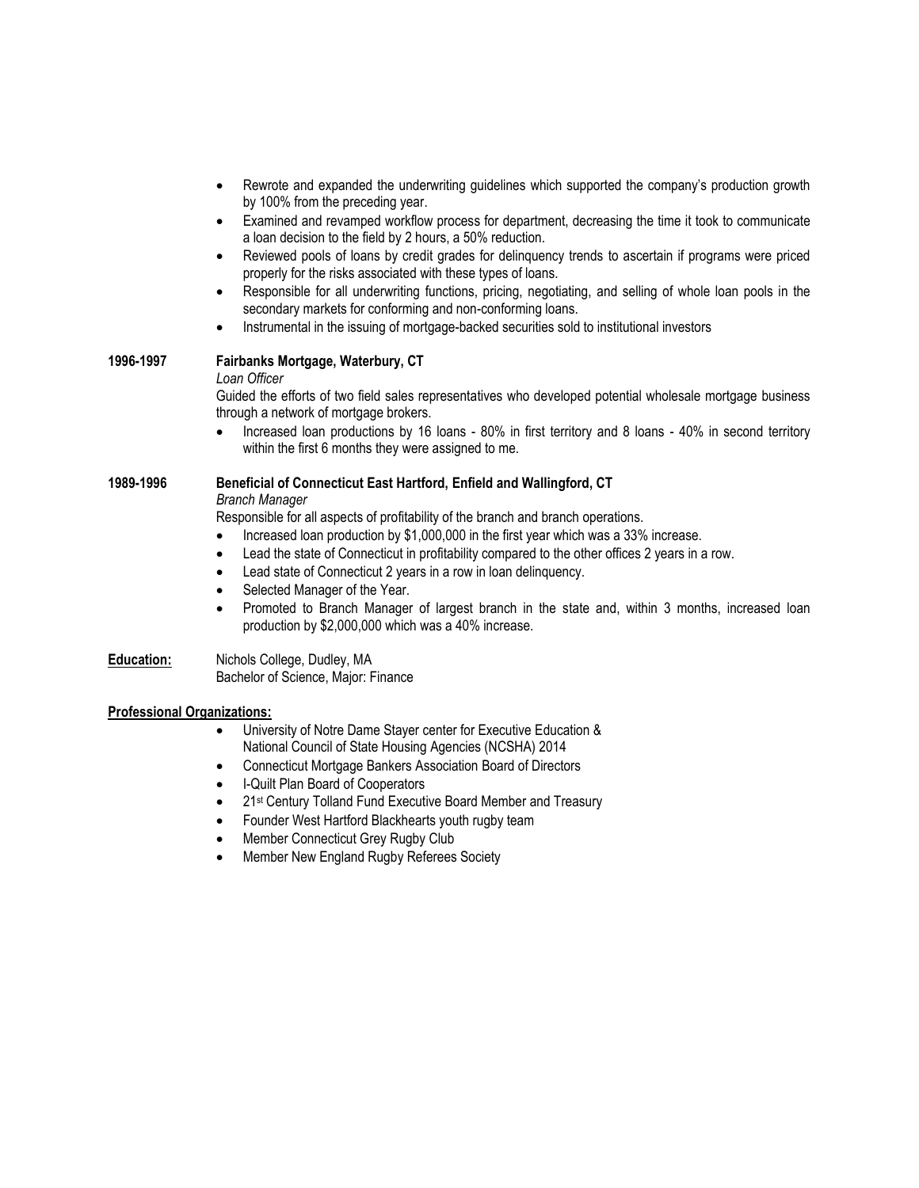- Rewrote and expanded the underwriting guidelines which supported the company's production growth by 100% from the preceding year.
- Examined and revamped workflow process for department, decreasing the time it took to communicate a loan decision to the field by 2 hours, a 50% reduction.
- Reviewed pools of loans by credit grades for delinquency trends to ascertain if programs were priced properly for the risks associated with these types of loans.
- Responsible for all underwriting functions, pricing, negotiating, and selling of whole loan pools in the secondary markets for conforming and non-conforming loans.
- Instrumental in the issuing of mortgage-backed securities sold to institutional investors

**1996-1997** **Fairbanks Mortgage, Waterbury, CT**

*Loan Officer*

Guided the efforts of two field sales representatives who developed potential wholesale mortgage business through a network of mortgage brokers.

- Increased loan productions by 16 loans - 80% in first territory and 8 loans - 40% in second territory within the first 6 months they were assigned to me.

**1989-1996** **Beneficial of Connecticut East Hartford, Enfield and Wallingford, CT**

*Branch Manager*

Responsible for all aspects of profitability of the branch and branch operations.

- Increased loan production by $1,000,000 in the first year which was a 33% increase.
- Lead the state of Connecticut in profitability compared to the other offices 2 years in a row.
- Lead state of Connecticut 2 years in a row in loan delinquency.
- Selected Manager of the Year.
- Promoted to Branch Manager of largest branch in the state and, within 3 months, increased loan production by $2,000,000 which was a 40% increase.

**Education:** Nichols College, Dudley, MA

Bachelor of Science, Major: Finance

**Professional Organizations:**

- University of Notre Dame Stayer center for Executive Education & National Council of State Housing Agencies (NCSHA) 2014
- Connecticut Mortgage Bankers Association Board of Directors
- I-Quilt Plan Board of Cooperators
- 21st Century Tolland Fund Executive Board Member and Treasury
- Founder West Hartford Blackhearts youth rugby team
- Member Connecticut Grey Rugby Club
- Member New England Rugby Referees Society